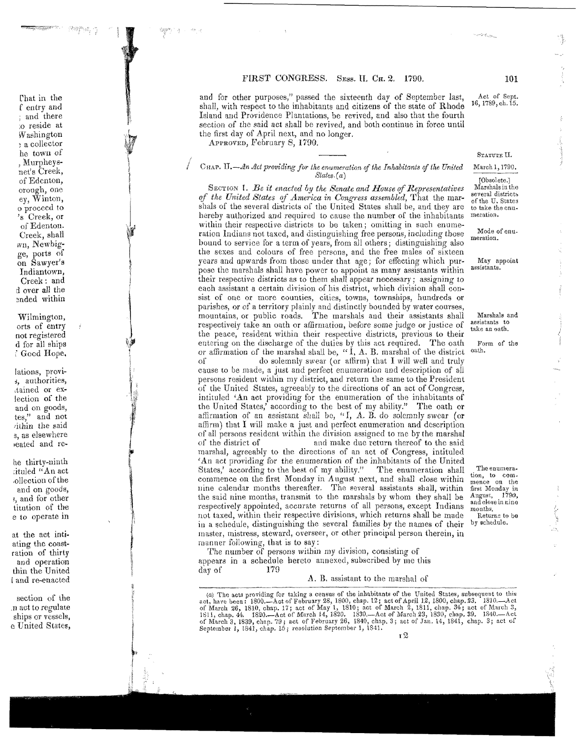and for other purposes," passed the sixteenth day of September last, shall, with respect to the inhabitants and citizens of the state of Rhode Island and Providence Plantations, be revived, and also that the fourth section of the said act shall be revived, and both continue in force until the first day of April next, and no longer.

Act of Sept. 16, 1789, ch. 15.

APPROVED, February 8, 1790.

STATUTE II.

March 1, 1790.

CHAP. II.—*An Act providing for the enumeration of the Inhabitants of the United States.* (a)

[Obsolete.]

SECTION 1. *Be it enacted by the Senate and House of Representatives of the United States of America in Congress assembled,* That the marshals of the several districts of the United States shall be, and they are hereby authorized and required to cause the number of the inhabitants within their respective districts to be taken; omitting in such enumeration Indians not taxed, and distinguishing free persons, including those bound to service for a term of years, from all others; distinguishing also the sexes and colours of free persons, and the free males of sixteen years and upwards from those under that age; for effecting which purpose the marshals shall have power to appoint as many assistants within their respective districts as to them shall appear necessary; assigning to each assistant a certain division of his district, which division shall consist of one or more counties, cities, towns, townships, hundreds or parishes, or of a territory plainly and distinctly bounded by water courses, mountains, or public roads. The marshals and their assistants shall respectively take an oath or affirmation, before some judge or justice of the peace, resident within their respective districts, previous to their entering on the discharge of the duties by this act required. The oath or affirmation of the marshal shall be, "I, A. B. marshal of the district of do solemnly swear (or affirm) that I will well and truly cause to be made, a just and perfect enumeration and description of all persons resident within my district, and return the same to the President of the United States, agreeably to the directions of an act of Congress, intituled 'An act providing for the enumeration of the inhabitants of the United States,' according to the best of my ability." The oath or affirmation of an assistant shall be, "I, A. B. do solemnly swear (or affirm) that I will make a just and perfect enumeration and description of all persons resident within the division assigned to me by the marshal of the district of and make due return thereof to the said marshal, agreeably to the directions of an act of Congress, intituled 'An act providing for the enumeration of the inhabitants of the United States,' according to the best of my ability." The enumeration shall commence on the first Monday in August next, and shall close within nine calendar months thereafter. The several assistants shall, within the said nine months, transmit to the marshals by whom they shall be respectively appointed, accurate returns of all persons, except Indians not taxed, within their respective divisions, which returns shall be made in a schedule, distinguishing the several families by the names of their master, mistress, steward, overseer, or other principal person therein, in manner following, that is to say:

Marshals in the several districts of the U. States to take the enumeration.

Mode of enumeration.

May appoint assistants.

Marshals and assistants to take an oath.

Form of the oath.

The enumeration, to commence on the first Monday in August, 1790, and close in nine months.

Returns to be by schedule.

The number of persons within my division, consisting of appears in a schedule hereto annexed, subscribed by me this day of 179

A. B. assistant to the marshal of

(a) The acts providing for taking a census of the inhabitants of the United States, subsequent to this act, have been: 1800.—Act of February 28, 1800, chap. 12; act of April 12, 1800, chap. 23. 1810.—Act of March 26, 1810, chap. 17; act of May 1, 1810; act of March 2, 1811, chap. 34; act of March 3, 1811, chap. 44. 1820.—Act of March 14, 1820. 1830.—Act of March 23, 1830, chap. 39. 1840.—Act of March 3, 1839, chap. 79; act of February 26, 1840, chap. 3; act of Jan. 14, 1841, chap. 3; act of September 1, 1841, chap. 15; resolution September 1, 1841.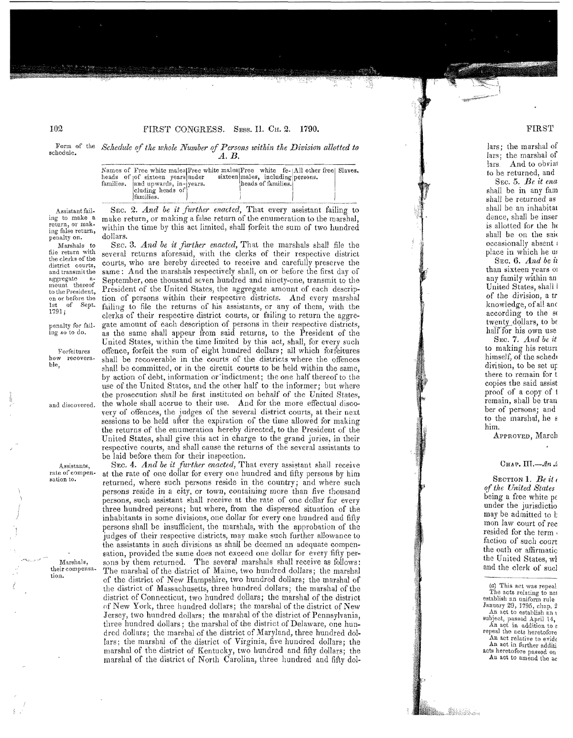Form of the schedule.

*Schedule of the whole Number of Persons within the Division allotted to A. B.*

| Names of heads of families. | Free white males of sixteen years and upwards, including heads of families. | Free white males under sixteen years. | Free white females, including heads of families. | All other free persons. | Slaves. |
|---|---|---|---|---|---|
| | | | | | |

Assistant failing to make a return, or making false return, penalty on.

SEC. 2. *And be it further enacted,* That every assistant failing to make return, or making a false return of the enumeration to the marshal, within the time by this act limited, shall forfeit the sum of two hundred dollars.

Marshals to file return with the clerks of the district courts, and transmit the aggregate amount thereof to the President, on or before the 1st of Sept. 1791;

SEC. 3. *And be it further enacted,* That the marshals shall file the several returns aforesaid, with the clerks of their respective district courts, who are hereby directed to receive and carefully preserve the same: And the marshals respectively shall, on or before the first day of September, one thousand seven hundred and ninety-one, transmit to the President of the United States, the aggregate amount of each description of persons within their respective districts. And every marshal failing to file the returns of his assistants, or any of them, with the clerks of their respective district courts, or failing to return the aggregate amount of each description of persons in their respective districts, as the same shall appear from said returns, to the President of the United States, within the time limited by this act, shall, for every such offence, forfeit the sum of eight hundred dollars; all which forfeitures shall be recoverable in the courts of the districts where the offences shall be committed, or in the circuit courts to be held within the same, by action of debt, information or indictment; the one half thereof to the use of the United States, and the other half to the informer; but where the prosecution shall be first instituted on behalf of the United States, the whole shall accrue to their use. And for the more effectual discovery of offences, the judges of the several district courts, at their next sessions to be held after the expiration of the time allowed for making the returns of the enumeration hereby directed, to the President of the United States, shall give this act in charge to the grand juries, in their respective courts, and shall cause the returns of the several assistants to be laid before them for their inspection.

penalty for failing so to do.

Forfeitures how recoverable,

and discovered.

Assistants, rate of compensation to.

SEC. 4. *And be it further enacted,* That every assistant shall receive at the rate of one dollar for every one hundred and fifty persons by him returned, where such persons reside in the country; and where such persons reside in a city, or town, containing more than five thousand persons, such assistant shall receive at the rate of one dollar for every three hundred persons; but where, from the dispersed situation of the inhabitants in some divisions, one dollar for every one hundred and fifty persons shall be insufficient, the marshals, with the approbation of the judges of their respective districts, may make such further allowance to the assistants in such divisions as shall be deemed an adequate compensation, provided the same does not exceed one dollar for every fifty persons by them returned. The several marshals shall receive as follows: The marshal of the district of Maine, two hundred dollars; the marshal of the district of New Hampshire, two hundred dollars; the marshal of the district of Massachusetts, three hundred dollars; the marshal of the district of Connecticut, two hundred dollars; the marshal of the district of New York, three hundred dollars; the marshal of the district of New Jersey, two hundred dollars; the marshal of the district of Pennsylvania, three hundred dollars; the marshal of the district of Delaware, one hundred dollars; the marshal of the district of Maryland, three hundred dollars; the marshal of the district of Virginia, five hundred dollars; the marshal of the district of Kentucky, two hundred and fifty dollars; the marshal of the district of North Carolina, three hundred and fifty dol-

Marshals, their compensation.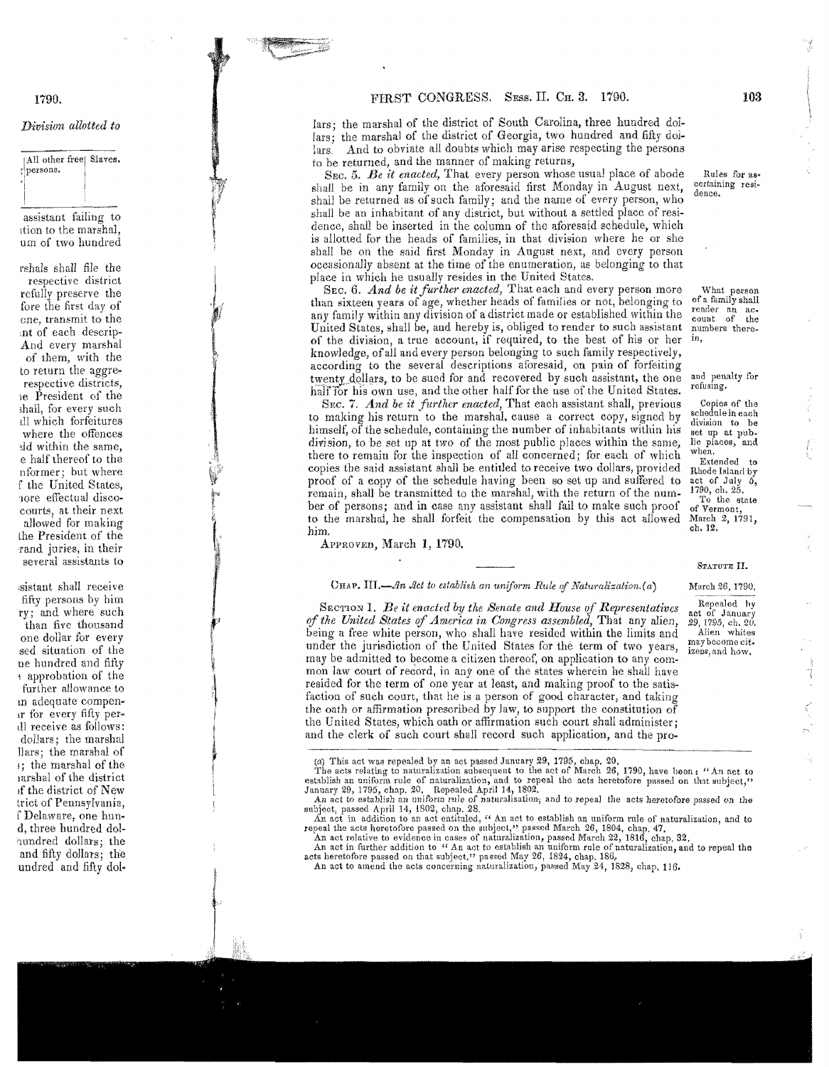lars; the marshal of the district of South Carolina, three hundred dollars; the marshal of the district of Georgia, two hundred and fifty dollars. And to obviate all doubts which may arise respecting the persons to be returned, and the manner of making returns,

Rules for ascertaining residence.

SEC. 5. *Be it enacted,* That every person whose usual place of abode shall be in any family on the aforesaid first Monday in August next, shall be returned as of such family; and the name of every person, who shall be an inhabitant of any district, but without a settled place of residence, shall be inserted in the column of the aforesaid schedule, which is allotted for the heads of families, in that division where he or she shall be on the said first Monday in August next, and every person occasionally absent at the time of the enumeration, as belonging to that place in which he usually resides in the United States.

What person of a family shall render an account of the numbers therein,

SEC. 6. *And be it further enacted,* That each and every person more than sixteen years of age, whether heads of families or not, belonging to any family within any division of a district made or established within the United States, shall be, and hereby is, obliged to render to such assistant of the division, a true account, if required, to the best of his or her knowledge, of all and every person belonging to such family respectively, according to the several descriptions aforesaid, on pain of forfeiting twenty dollars, to be sued for and recovered by such assistant, the one half for his own use, and the other half for the use of the United States.

and penalty for refusing.

Copies of the schedule in each division to be set up at public places, and when.

Extended to Rhode Island by act of July 5, 1790, ch. 25.

To the state of Vermont, March 2, 1791, ch. 12.

SEC. 7. *And be it further enacted,* That each assistant shall, previous to making his return to the marshal, cause a correct copy, signed by himself, of the schedule, containing the number of inhabitants within his division, to be set up at two of the most public places within the same, there to remain for the inspection of all concerned; for each of which copies the said assistant shall be entitled to receive two dollars, provided proof of a copy of the schedule having been so set up and suffered to remain, shall be transmitted to the marshal, with the return of the number of persons; and in case any assistant shall fail to make such proof to the marshal, he shall forfeit the compensation by this act allowed him.

APPROVED, March 1, 1790.

STATUTE II.

March 26, 1790.

## CHAP. III.—*An Act to establish an uniform Rule of Naturalization.*(a)

Repealed by act of January 29, 1795, ch. 20.

Alien whites may become citizens, and how.

SECTION 1. *Be it enacted by the Senate and House of Representatives of the United States of America in Congress assembled,* That any alien, being a free white person, who shall have resided within the limits and under the jurisdiction of the United States for the term of two years, may be admitted to become a citizen thereof, on application to any common law court of record, in any one of the states wherein he shall have resided for the term of one year at least, and making proof to the satisfaction of such court, that he is a person of good character, and taking the oath or affirmation prescribed by law, to support the constitution of the United States, which oath or affirmation such court shall administer; and the clerk of such court shall record such application, and the pro-

---

(a) This act was repealed by an act passed January 29, 1795, chap. 20.

The acts relating to naturalization subsequent to the act of March 26, 1790, have been: "An act to establish an uniform rule of naturalization, and to repeal the acts heretofore passed on that subject," January 29, 1795, chap. 20. Repealed April 14, 1802.

An act to establish an uniform rule of naturalization, and to repeal the acts heretofore passed on the subject, passed April 14, 1802, chap. 28.

An act in addition to an act entituled, "An act to establish an uniform rule of naturalization, and to repeal the acts heretofore passed on the subject," passed March 26, 1804, chap. 47.

An act relative to evidence in cases of naturalization, passed March 22, 1816, chap. 32.

An act in further addition to "An act to establish an uniform rule of naturalization, and to repeal the acts heretofore passed on that subject," passed May 26, 1824, chap. 186.

An act to amend the acts concerning naturalization, passed May 24, 1828, chap. 116.